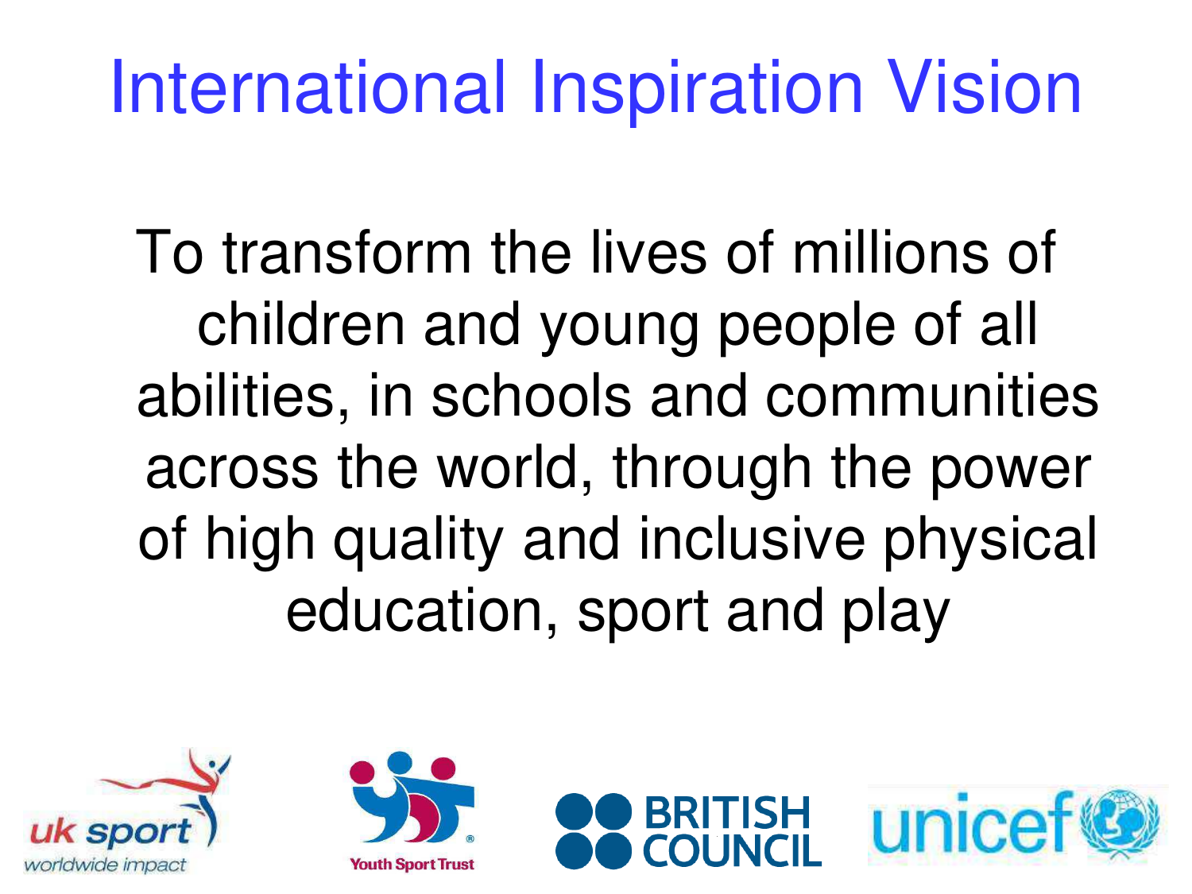# International Inspiration Vision

To transform the lives of millions of children and young people of all abilities, in schools and communities across the world, through the power of high quality and inclusive physical education, sport and play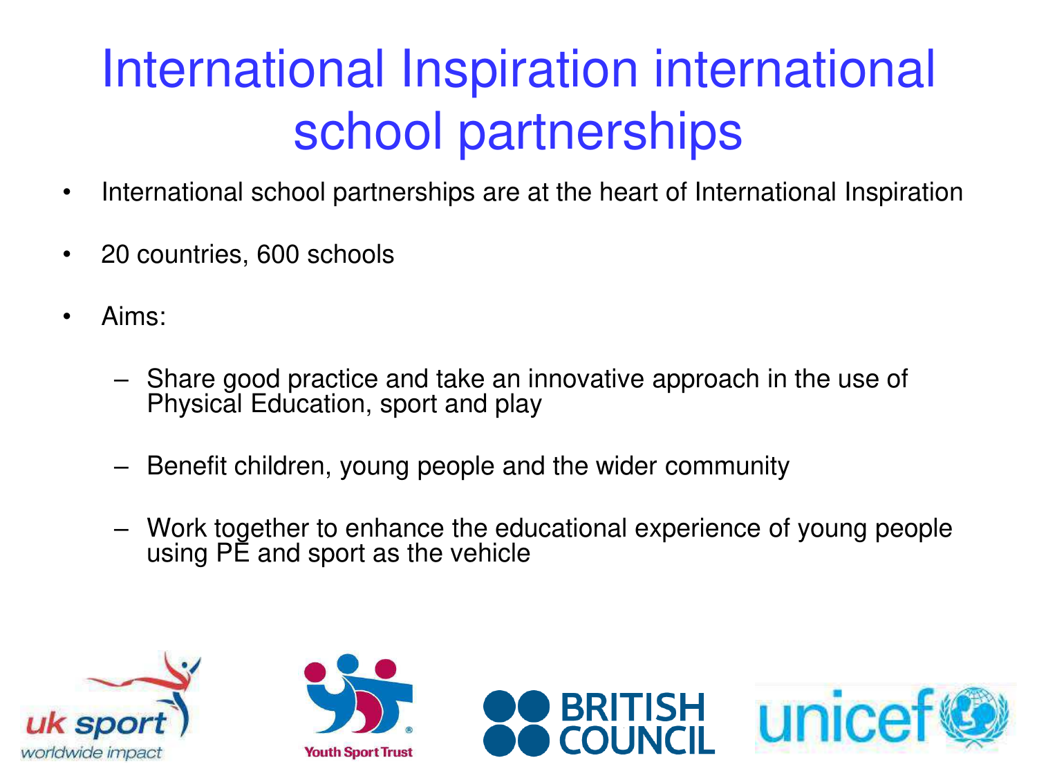# International Inspiration international school partnerships

- International school partnerships are at the heart of International Inspiration
- 20 countries, 600 schools
- Aims:
  - Share good practice and take an innovative approach in the use of Physical Education, sport and play
  - Benefit children, young people and the wider community
  - Work together to enhance the educational experience of young people using PE and sport as the vehicle

uk sport worldwide impact

Youth Sport Trust

BRITISH COUNCIL

unicef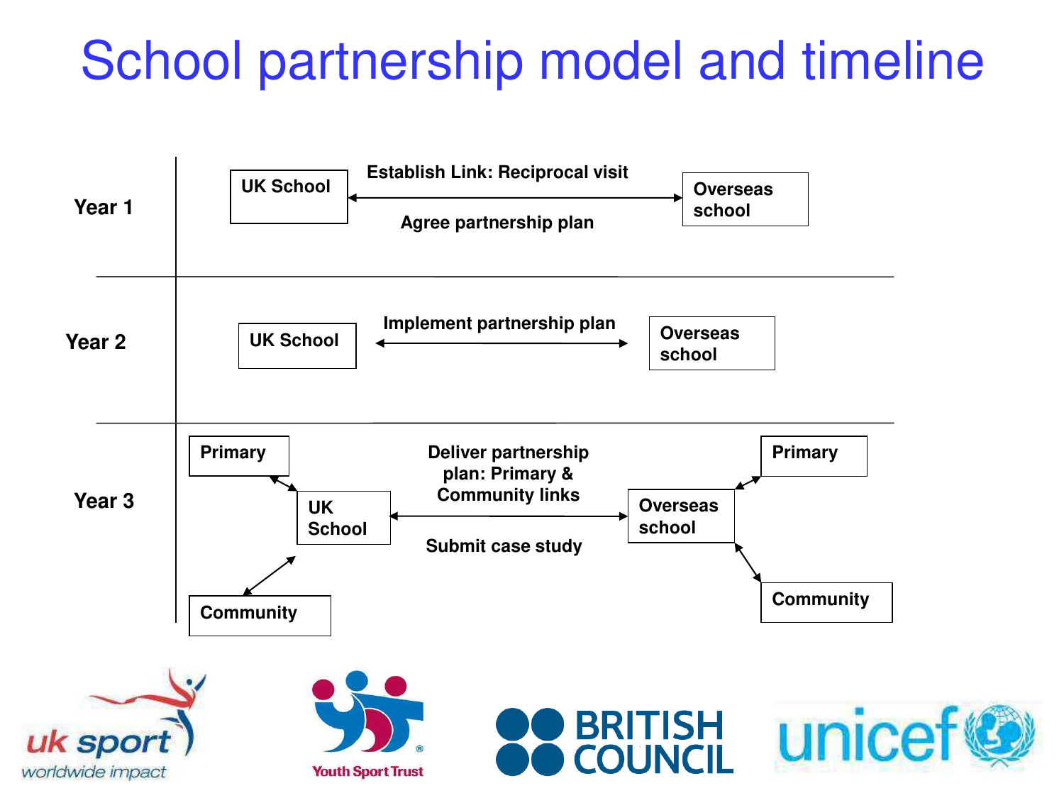# School partnership model and timeline

| | |
|---|---|
| **Year 1** | **UK School** ↔ **Overseas school**<br>**Establish Link: Reciprocal visit**<br>**Agree partnership plan** |
| **Year 2** | **UK School** ↔ **Overseas school**<br>**Implement partnership plan** |
| **Year 3** | **Primary** ↔ **UK School** ↔ **Community**<br>**UK School** ↔ **Overseas school**<br>**Deliver partnership plan: Primary & Community links**<br>**Submit case study**<br>**Primary** ↔ **Overseas school** ↔ **Community** |

uk sport worldwide impact

Youth Sport Trust

BRITISH COUNCIL

unicef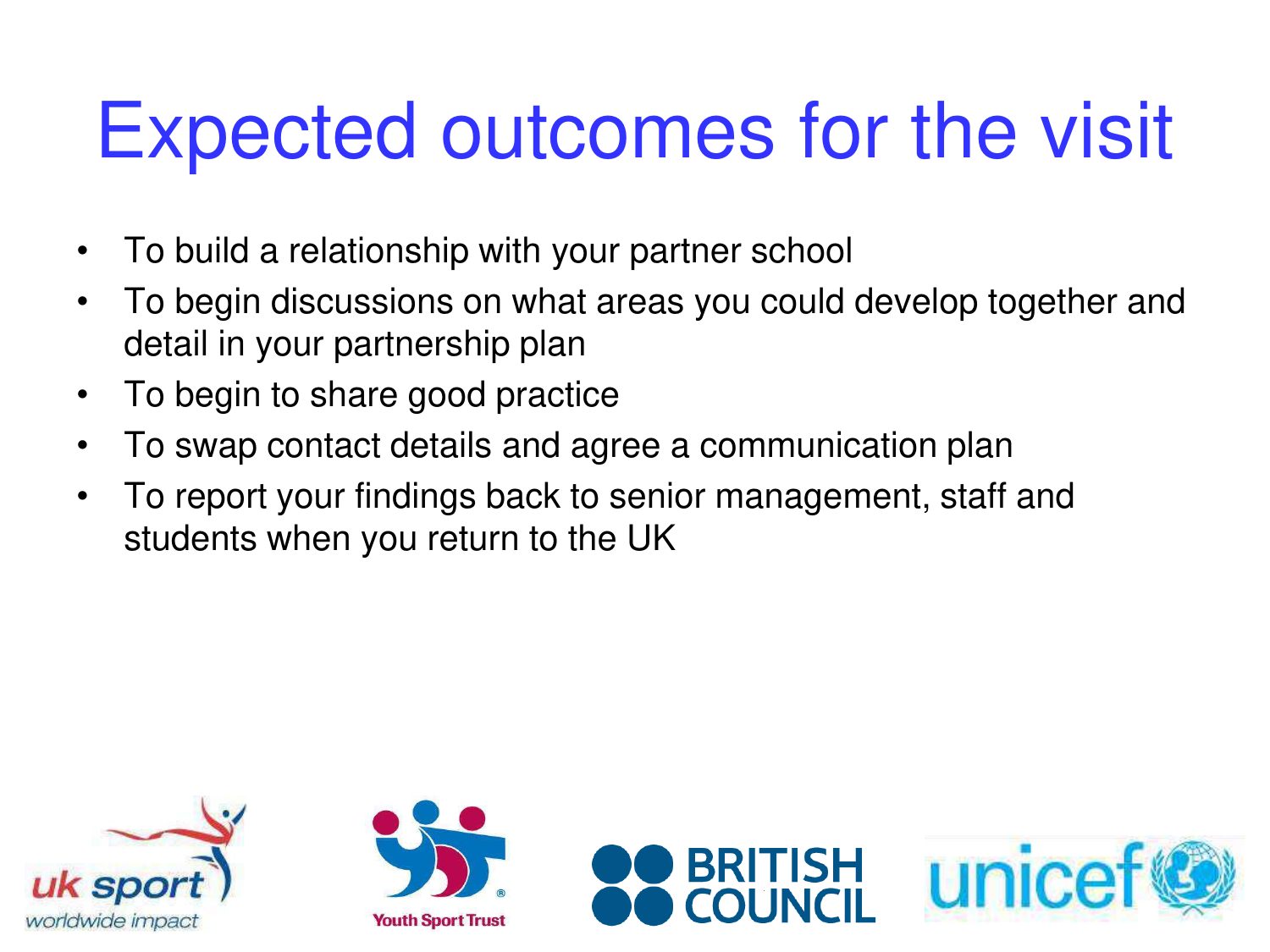# Expected outcomes for the visit

- To build a relationship with your partner school
- To begin discussions on what areas you could develop together and detail in your partnership plan
- To begin to share good practice
- To swap contact details and agree a communication plan
- To report your findings back to senior management, staff and students when you return to the UK

uk sport worldwide impact

Youth Sport Trust

BRITISH COUNCIL

unicef